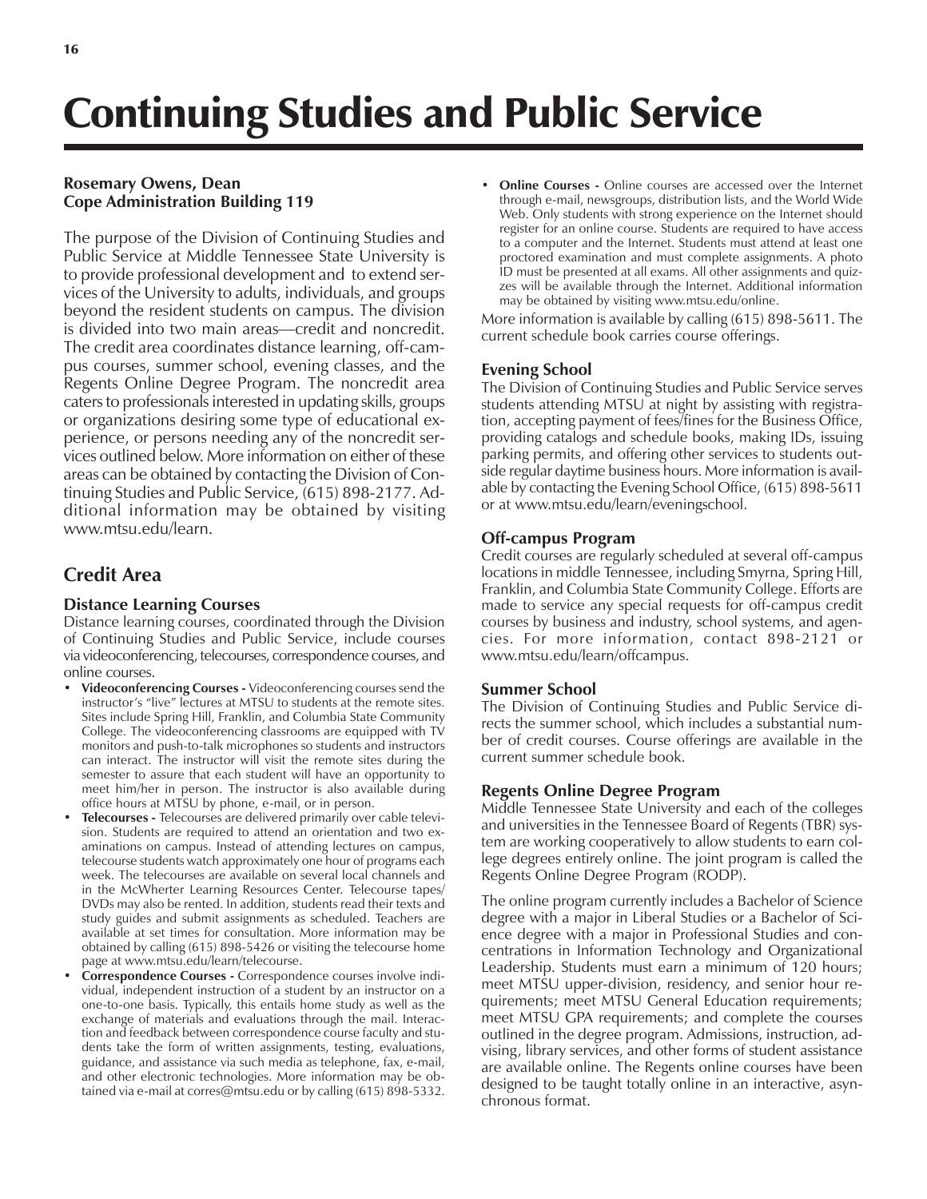# Continuing Studies and Public Service

**Rosemary Owens, Dean**
**Cope Administration Building 119**

The purpose of the Division of Continuing Studies and Public Service at Middle Tennessee State University is to provide professional development and to extend services of the University to adults, individuals, and groups beyond the resident students on campus. The division is divided into two main areas—credit and noncredit. The credit area coordinates distance learning, off-campus courses, summer school, evening classes, and the Regents Online Degree Program. The noncredit area caters to professionals interested in updating skills, groups or organizations desiring some type of educational experience, or persons needing any of the noncredit services outlined below. More information on either of these areas can be obtained by contacting the Division of Continuing Studies and Public Service, (615) 898-2177. Additional information may be obtained by visiting www.mtsu.edu/learn.

## Credit Area

### Distance Learning Courses

Distance learning courses, coordinated through the Division of Continuing Studies and Public Service, include courses via videoconferencing, telecourses, correspondence courses, and online courses.

- **Videoconferencing Courses -** Videoconferencing courses send the instructor's "live" lectures at MTSU to students at the remote sites. Sites include Spring Hill, Franklin, and Columbia State Community College. The videoconferencing classrooms are equipped with TV monitors and push-to-talk microphones so students and instructors can interact. The instructor will visit the remote sites during the semester to assure that each student will have an opportunity to meet him/her in person. The instructor is also available during office hours at MTSU by phone, e-mail, or in person.
- **Telecourses -** Telecourses are delivered primarily over cable television. Students are required to attend an orientation and two examinations on campus. Instead of attending lectures on campus, telecourse students watch approximately one hour of programs each week. The telecourses are available on several local channels and in the McWherter Learning Resources Center. Telecourse tapes/DVDs may also be rented. In addition, students read their texts and study guides and submit assignments as scheduled. Teachers are available at set times for consultation. More information may be obtained by calling (615) 898-5426 or visiting the telecourse home page at www.mtsu.edu/learn/telecourse.
- **Correspondence Courses -** Correspondence courses involve individual, independent instruction of a student by an instructor on a one-to-one basis. Typically, this entails home study as well as the exchange of materials and evaluations through the mail. Interaction and feedback between correspondence course faculty and students take the form of written assignments, testing, evaluations, guidance, and assistance via such media as telephone, fax, e-mail, and other electronic technologies. More information may be obtained via e-mail at corres@mtsu.edu or by calling (615) 898-5332.
- **Online Courses -** Online courses are accessed over the Internet through e-mail, newsgroups, distribution lists, and the World Wide Web. Only students with strong experience on the Internet should register for an online course. Students are required to have access to a computer and the Internet. Students must attend at least one proctored examination and must complete assignments. A photo ID must be presented at all exams. All other assignments and quizzes will be available through the Internet. Additional information may be obtained by visiting www.mtsu.edu/online.

More information is available by calling (615) 898-5611. The current schedule book carries course offerings.

### Evening School

The Division of Continuing Studies and Public Service serves students attending MTSU at night by assisting with registration, accepting payment of fees/fines for the Business Office, providing catalogs and schedule books, making IDs, issuing parking permits, and offering other services to students outside regular daytime business hours. More information is available by contacting the Evening School Office, (615) 898-5611 or at www.mtsu.edu/learn/eveningschool.

### Off-campus Program

Credit courses are regularly scheduled at several off-campus locations in middle Tennessee, including Smyrna, Spring Hill, Franklin, and Columbia State Community College. Efforts are made to service any special requests for off-campus credit courses by business and industry, school systems, and agencies. For more information, contact 898-2121 or www.mtsu.edu/learn/offcampus.

### Summer School

The Division of Continuing Studies and Public Service directs the summer school, which includes a substantial number of credit courses. Course offerings are available in the current summer schedule book.

### Regents Online Degree Program

Middle Tennessee State University and each of the colleges and universities in the Tennessee Board of Regents (TBR) system are working cooperatively to allow students to earn college degrees entirely online. The joint program is called the Regents Online Degree Program (RODP).

The online program currently includes a Bachelor of Science degree with a major in Liberal Studies or a Bachelor of Science degree with a major in Professional Studies and concentrations in Information Technology and Organizational Leadership. Students must earn a minimum of 120 hours; meet MTSU upper-division, residency, and senior hour requirements; meet MTSU General Education requirements; meet MTSU GPA requirements; and complete the courses outlined in the degree program. Admissions, instruction, advising, library services, and other forms of student assistance are available online. The Regents online courses have been designed to be taught totally online in an interactive, asynchronous format.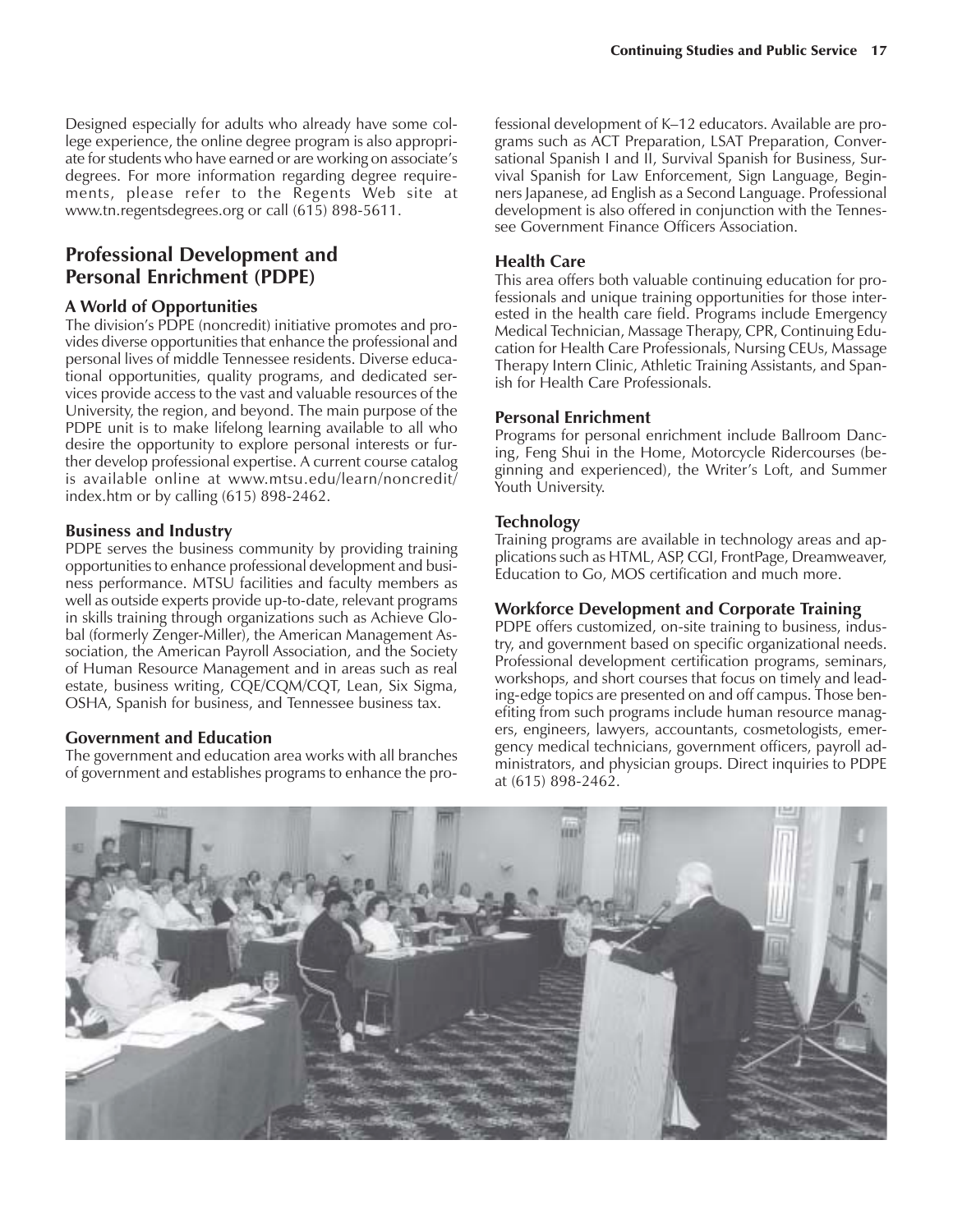Designed especially for adults who already have some college experience, the online degree program is also appropriate for students who have earned or are working on associate's degrees. For more information regarding degree requirements, please refer to the Regents Web site at www.tn.regentsdegrees.org or call (615) 898-5611.

## Professional Development and Personal Enrichment (PDPE)

### A World of Opportunities

The division's PDPE (noncredit) initiative promotes and provides diverse opportunities that enhance the professional and personal lives of middle Tennessee residents. Diverse educational opportunities, quality programs, and dedicated services provide access to the vast and valuable resources of the University, the region, and beyond. The main purpose of the PDPE unit is to make lifelong learning available to all who desire the opportunity to explore personal interests or further develop professional expertise. A current course catalog is available online at www.mtsu.edu/learn/noncredit/index.htm or by calling (615) 898-2462.

### Business and Industry

PDPE serves the business community by providing training opportunities to enhance professional development and business performance. MTSU facilities and faculty members as well as outside experts provide up-to-date, relevant programs in skills training through organizations such as Achieve Global (formerly Zenger-Miller), the American Management Association, the American Payroll Association, and the Society of Human Resource Management and in areas such as real estate, business writing, CQE/CQM/CQT, Lean, Six Sigma, OSHA, Spanish for business, and Tennessee business tax.

### Government and Education

The government and education area works with all branches of government and establishes programs to enhance the professional development of K–12 educators. Available are programs such as ACT Preparation, LSAT Preparation, Conversational Spanish I and II, Survival Spanish for Business, Survival Spanish for Law Enforcement, Sign Language, Beginners Japanese, ad English as a Second Language. Professional development is also offered in conjunction with the Tennessee Government Finance Officers Association.

### Health Care

This area offers both valuable continuing education for professionals and unique training opportunities for those interested in the health care field. Programs include Emergency Medical Technician, Massage Therapy, CPR, Continuing Education for Health Care Professionals, Nursing CEUs, Massage Therapy Intern Clinic, Athletic Training Assistants, and Spanish for Health Care Professionals.

### Personal Enrichment

Programs for personal enrichment include Ballroom Dancing, Feng Shui in the Home, Motorcycle Ridercourses (beginning and experienced), the Writer's Loft, and Summer Youth University.

### Technology

Training programs are available in technology areas and applications such as HTML, ASP, CGI, FrontPage, Dreamweaver, Education to Go, MOS certification and much more.

### Workforce Development and Corporate Training

PDPE offers customized, on-site training to business, industry, and government based on specific organizational needs. Professional development certification programs, seminars, workshops, and short courses that focus on timely and leading-edge topics are presented on and off campus. Those benefiting from such programs include human resource managers, engineers, lawyers, accountants, cosmetologists, emergency medical technicians, government officers, payroll administrators, and physician groups. Direct inquiries to PDPE at (615) 898-2462.